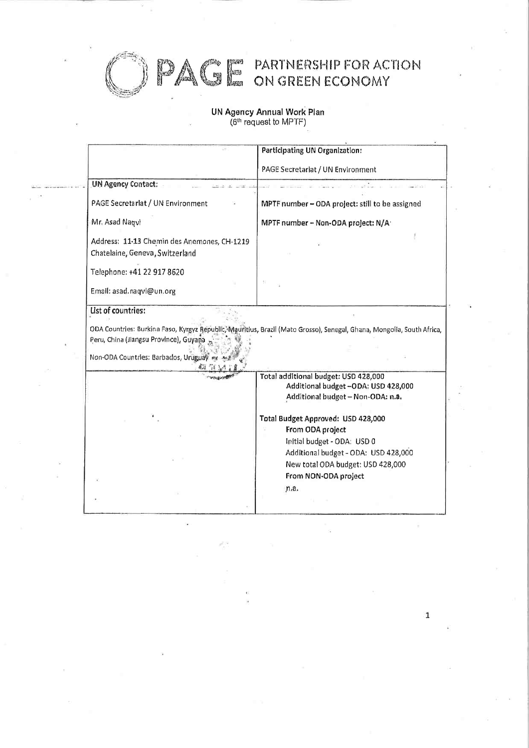# PAGE PARTNERSHIP FOR ACTION ON GREEN ECONOMY

## UN Agency Annual Work Plan
(6th request to MPTF)

| | |
|---|---|
| | **Participating UN Organization:**<br><br>PAGE Secretariat / UN Environment |
| **UN Agency Contact:**<br><br>PAGE Secretariat / UN Environment<br><br>Mr. Asad Naqvi<br><br>Address: 11-13 Chemin des Anemones, CH-1219 Chatelaine, Geneva, Switzerland<br><br>Telephone: +41 22 917 8620<br><br>Email: asad.naqvi@un.org | **MPTF number – ODA project: still to be assigned**<br><br>**MPTF number – Non-ODA project: N/A** |
| **List of countries:**<br><br>ODA Countries: Burkina Faso, Kyrgyz Republic, Mauritius, Brazil (Mato Grosso), Senegal, Ghana, Mongolia, South Africa, Peru, China (Jiangsu Province), Guyana<br><br>Non-ODA Countries: Barbados, Uruguay | |
| | **Total additional budget: USD 428,000**<br>Additional budget –ODA: USD 428,000<br>Additional budget – Non-ODA: **n.a.**<br><br>**Total Budget Approved: USD 428,000**<br>**From ODA project**<br>Initial budget - ODA: USD 0<br>Additional budget - ODA: USD 428,000<br>New total ODA budget: USD 428,000<br>**From NON-ODA project**<br>n.a. |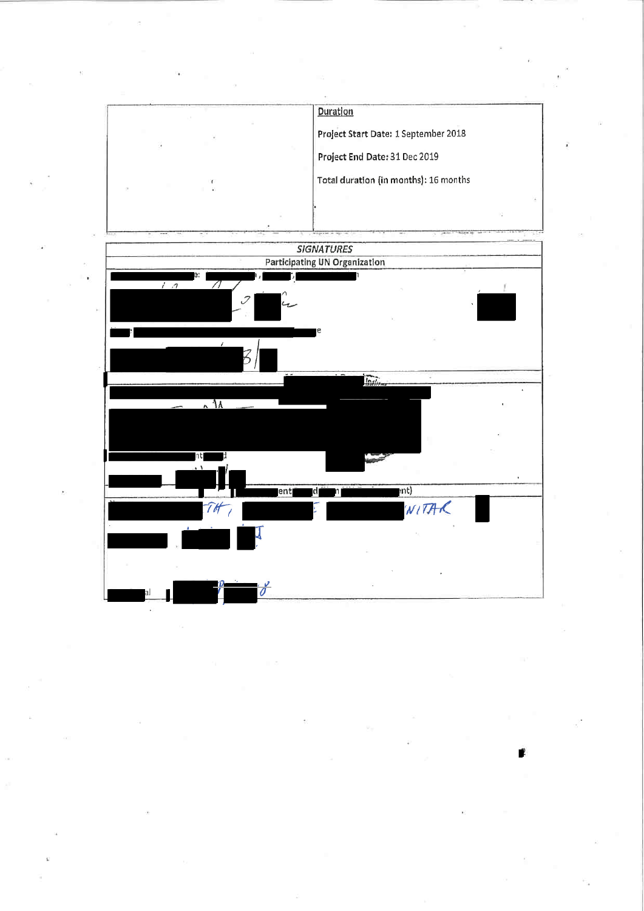| | Duration |
|---|---|
| | Project Start Date: 1 September 2018<br><br>Project End Date: 31 Dec 2019<br><br>Total duration (in months): 16 months |

| *SIGNATURES* |
|---|
| **Participating UN Organization** |
| |
| |
| |
| |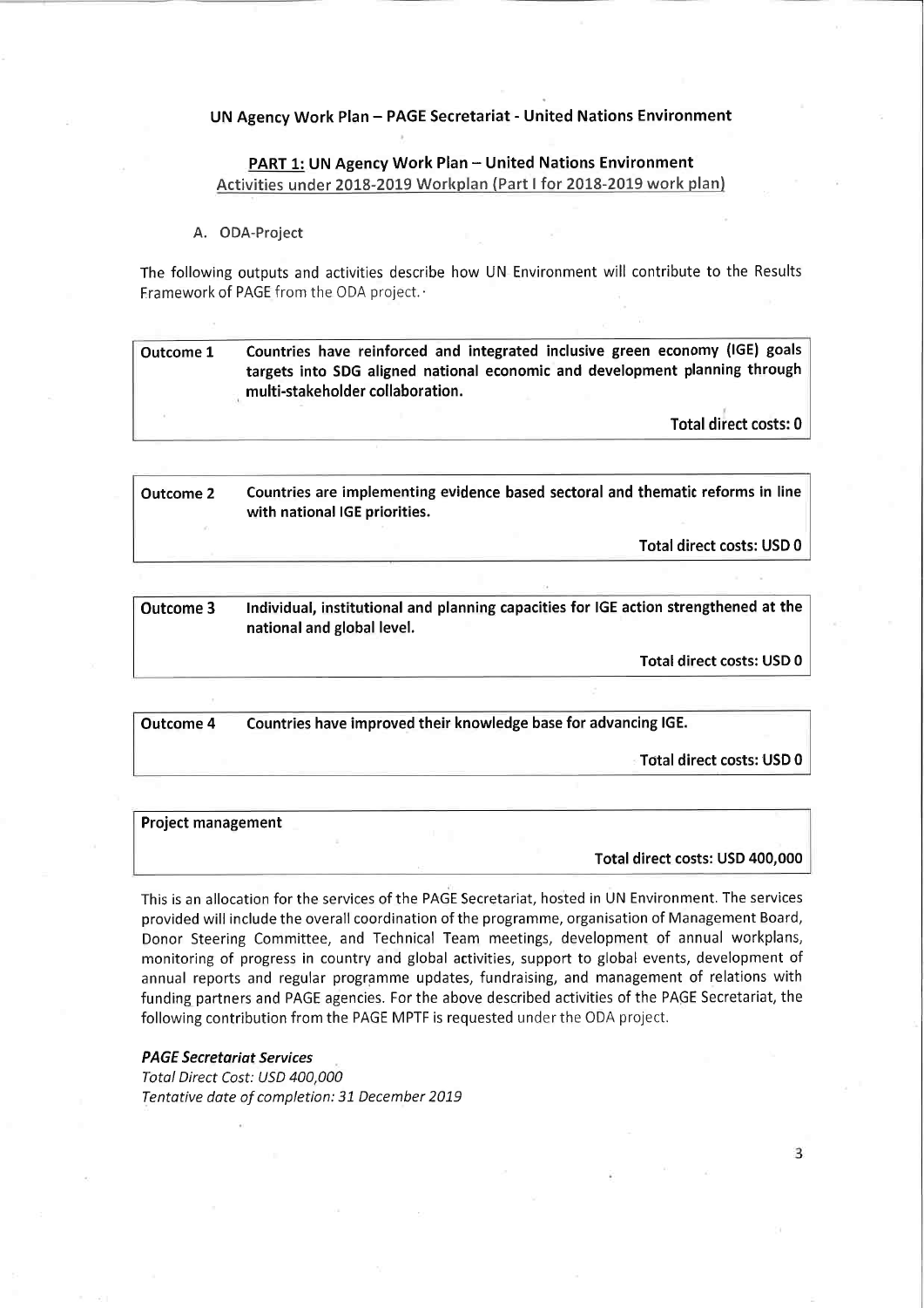### UN Agency Work Plan – PAGE Secretariat - United Nations Environment

#### <u>PART 1:</u> UN Agency Work Plan – United Nations Environment

<u>Activities under 2018-2019 Workplan (Part I for 2018-2019 work plan)</u>

A. ODA-Project

The following outputs and activities describe how UN Environment will contribute to the Results Framework of PAGE from the ODA project.

| | |
|---|---|
| **Outcome 1** | **Countries have reinforced and integrated inclusive green economy (IGE) goals targets into SDG aligned national economic and development planning through multi-stakeholder collaboration.** |
| | **Total direct costs: 0** |

| | |
|---|---|
| **Outcome 2** | **Countries are implementing evidence based sectoral and thematic reforms in line with national IGE priorities.** |
| | **Total direct costs: USD 0** |

| | |
|---|---|
| **Outcome 3** | **Individual, institutional and planning capacities for IGE action strengthened at the national and global level.** |
| | **Total direct costs: USD 0** |

| | |
|---|---|
| **Outcome 4** | **Countries have improved their knowledge base for advancing IGE.** |
| | **Total direct costs: USD 0** |

| |
|---|
| **Project management** |
| **Total direct costs: USD 400,000** |

This is an allocation for the services of the PAGE Secretariat, hosted in UN Environment. The services provided will include the overall coordination of the programme, organisation of Management Board, Donor Steering Committee, and Technical Team meetings, development of annual workplans, monitoring of progress in country and global activities, support to global events, development of annual reports and regular programme updates, fundraising, and management of relations with funding partners and PAGE agencies. For the above described activities of the PAGE Secretariat, the following contribution from the PAGE MPTF is requested under the ODA project.

***PAGE Secretariat Services***

*Total Direct Cost: USD 400,000*

*Tentative date of completion: 31 December 2019*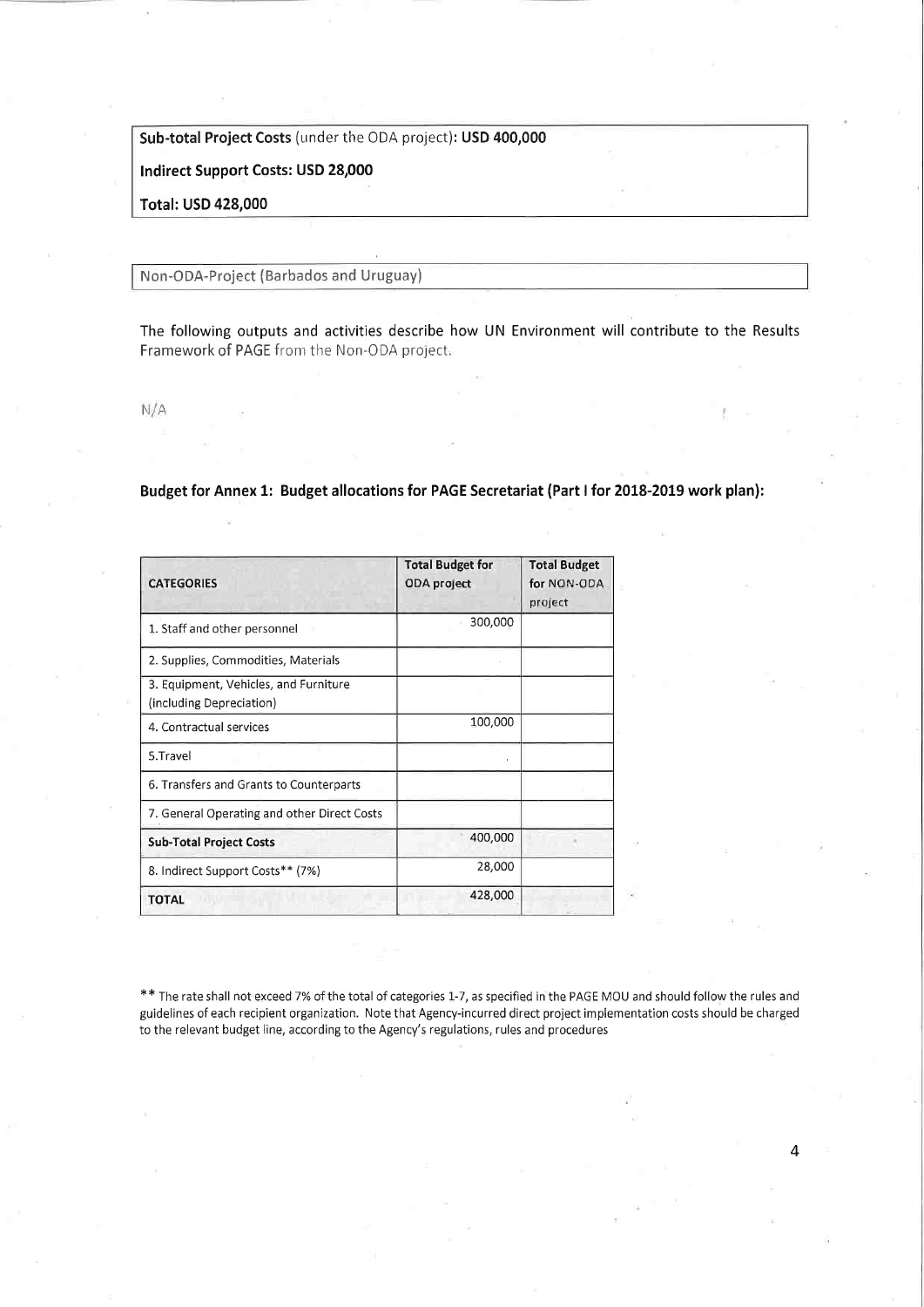**Sub-total Project Costs** (under the ODA project): **USD 400,000**

**Indirect Support Costs: USD 28,000**

**Total: USD 428,000**

Non-ODA-Project (Barbados and Uruguay)

The following outputs and activities describe how UN Environment will contribute to the Results Framework of PAGE from the Non-ODA project.

N/A

**Budget for Annex 1: Budget allocations for PAGE Secretariat (Part I for 2018-2019 work plan):**

| CATEGORIES | Total Budget for ODA project | Total Budget for NON-ODA project |
|---|---|---|
| 1. Staff and other personnel | 300,000 | |
| 2. Supplies, Commodities, Materials | | |
| 3. Equipment, Vehicles, and Furniture (including Depreciation) | | |
| 4. Contractual services | 100,000 | |
| 5.Travel | | |
| 6. Transfers and Grants to Counterparts | | |
| 7. General Operating and other Direct Costs | | |
| **Sub-Total Project Costs** | 400,000 | |
| 8. Indirect Support Costs** (7%) | 28,000 | |
| **TOTAL** | 428,000 | |

** The rate shall not exceed 7% of the total of categories 1-7, as specified in the PAGE MOU and should follow the rules and guidelines of each recipient organization. Note that Agency-incurred direct project implementation costs should be charged to the relevant budget line, according to the Agency's regulations, rules and procedures